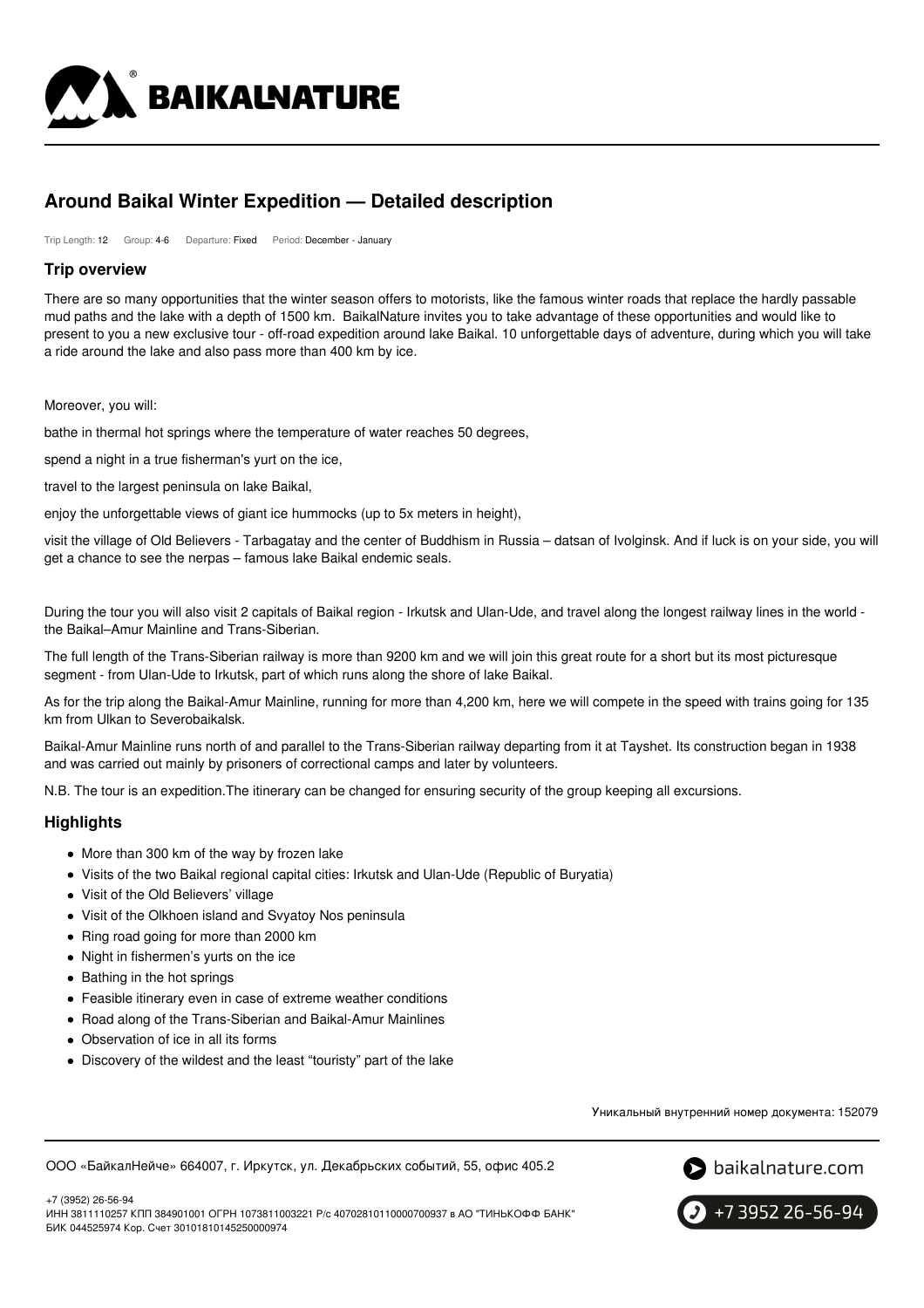# Around Baikal Winter Expedition — Detailed description

Trip Length: 12 Group: 4-6 Departure: Fixed Period: December - January

## Trip overview

There are so many opportunities that the winter season offers to motorists, like the famous winter roads that replace the hardly passable mud paths and the lake with a depth of 1500 km.  BaikalNature invites you to take advantage of these opportunities and would like to present to you a new exclusive tour - off-road expedition around lake Baikal. 10 unforgettable days of adventure, during which you will take a ride around the lake and also pass more than 400 km by ice.

Moreover, you will:

bathe in thermal hot springs where the temperature of water reaches 50 degrees,

spend a night in a true fisherman's yurt on the ice,

travel to the largest peninsula on lake Baikal,

enjoy the unforgettable views of giant ice hummocks (up to 5x meters in height),

visit the village of Old Believers - Tarbagatay and the center of Buddhism in Russia – datsan of Ivolginsk. And if luck is on your side, you will get a chance to see the nerpas – famous lake Baikal endemic seals.

During the tour you will also visit 2 capitals of Baikal region - Irkutsk and Ulan-Ude, and travel along the longest railway lines in the world - the Baikal–Amur Mainline and Trans-Siberian.

The full length of the Trans-Siberian railway is more than 9200 km and we will join this great route for a short but its most picturesque segment - from Ulan-Ude to Irkutsk, part of which runs along the shore of lake Baikal.

As for the trip along the Baikal-Amur Mainline, running for more than 4,200 km, here we will compete in the speed with trains going for 135 km from Ulkan to Severobaikalsk.

Baikal-Amur Mainline runs north of and parallel to the Trans-Siberian railway departing from it at Tayshet. Its construction began in 1938 and was carried out mainly by prisoners of correctional camps and later by volunteers.

N.B. The tour is an expedition.The itinerary can be changed for ensuring security of the group keeping all excursions.

## Highlights

- More than 300 km of the way by frozen lake
- Visits of the two Baikal regional capital cities: Irkutsk and Ulan-Ude (Republic of Buryatia)
- Visit of the Old Believers' village
- Visit of the Olkhoen island and Svyatoy Nos peninsula
- Ring road going for more than 2000 km
- Night in fishermen's yurts on the ice
- Bathing in the hot springs
- Feasible itinerary even in case of extreme weather conditions
- Road along of the Trans-Siberian and Baikal-Amur Mainlines
- Observation of ice in all its forms
- Discovery of the wildest and the least "touristy" part of the lake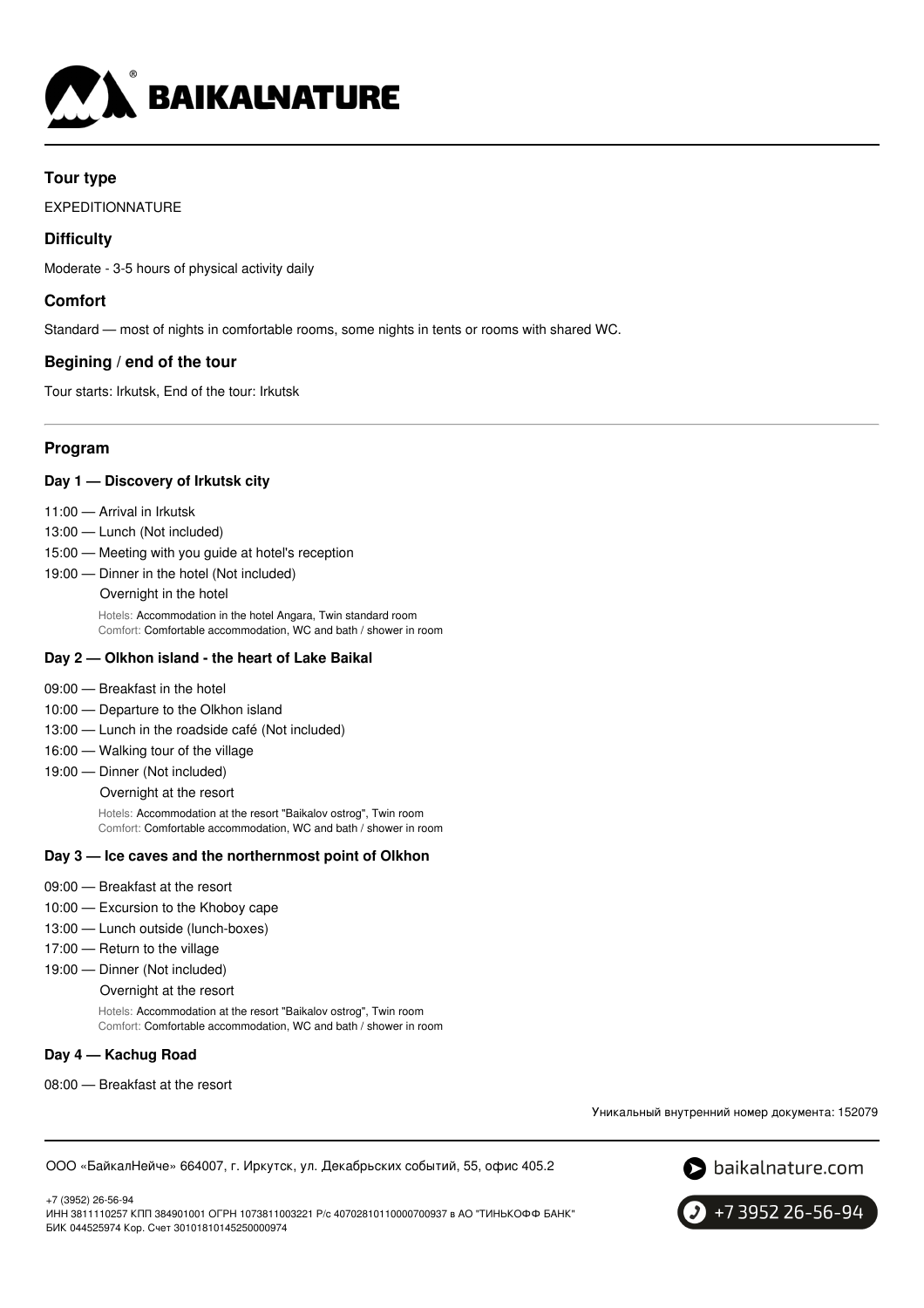## Tour type

EXPEDITIONNATURE

## Difficulty

Moderate - 3-5 hours of physical activity daily

## Comfort

Standard — most of nights in comfortable rooms, some nights in tents or rooms with shared WC.

## Begining / end of the tour

Tour starts: Irkutsk, End of the tour: Irkutsk

## Program

### Day 1 — Discovery of Irkutsk city

11:00 — Arrival in Irkutsk
13:00 — Lunch (Not included)
15:00 — Meeting with you guide at hotel's reception
19:00 — Dinner in the hotel (Not included)
Overnight in the hotel

Hotels: Accommodation in the hotel Angara, Twin standard room
Comfort: Comfortable accommodation, WC and bath / shower in room

### Day 2 — Olkhon island - the heart of Lake Baikal

09:00 — Breakfast in the hotel
10:00 — Departure to the Olkhon island
13:00 — Lunch in the roadside café (Not included)
16:00 — Walking tour of the village
19:00 — Dinner (Not included)
Overnight at the resort

Hotels: Accommodation at the resort "Baikalov ostrog", Twin room
Comfort: Comfortable accommodation, WC and bath / shower in room

### Day 3 — Ice caves and the northernmost point of Olkhon

09:00 — Breakfast at the resort
10:00 — Excursion to the Khoboy cape
13:00 — Lunch outside (lunch-boxes)
17:00 — Return to the village
19:00 — Dinner (Not included)
Overnight at the resort

Hotels: Accommodation at the resort "Baikalov ostrog", Twin room
Comfort: Comfortable accommodation, WC and bath / shower in room

### Day 4 — Kachug Road

08:00 — Breakfast at the resort

Уникальный внутренний номер документа: 152079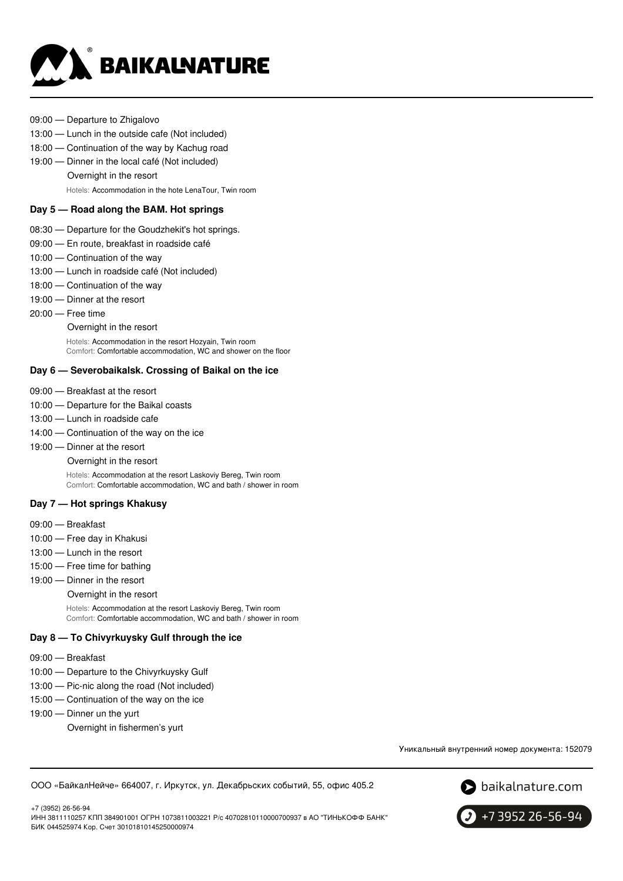09:00 — Departure to Zhigalovo

13:00 — Lunch in the outside cafe (Not included)

18:00 — Continuation of the way by Kachug road

19:00 — Dinner in the local café (Not included)

Overnight in the resort

Hotels: Accommodation in the hote LenaTour, Twin room

### Day 5 — Road along the BAM. Hot springs

08:30 — Departure for the Goudzhekit's hot springs.

09:00 — En route, breakfast in roadside café

10:00 — Continuation of the way

13:00 — Lunch in roadside café (Not included)

18:00 — Continuation of the way

19:00 — Dinner at the resort

20:00 — Free time

Overnight in the resort

Hotels: Accommodation in the resort Hozyain, Twin room
Comfort: Comfortable accommodation, WC and shower on the floor

### Day 6 — Severobaikalsk. Crossing of Baikal on the ice

09:00 — Breakfast at the resort

10:00 — Departure for the Baikal coasts

13:00 — Lunch in roadside cafe

14:00 — Continuation of the way on the ice

19:00 — Dinner at the resort

Overnight in the resort

Hotels: Accommodation at the resort Laskoviy Bereg, Twin room
Comfort: Comfortable accommodation, WC and bath / shower in room

### Day 7 — Hot springs Khakusy

09:00 — Breakfast

10:00 — Free day in Khakusi

13:00 — Lunch in the resort

15:00 — Free time for bathing

19:00 — Dinner in the resort

Overnight in the resort

Hotels: Accommodation at the resort Laskoviy Bereg, Twin room
Comfort: Comfortable accommodation, WC and bath / shower in room

### Day 8 — To Chivyrkuysky Gulf through the ice

09:00 — Breakfast

10:00 — Departure to the Chivyrkuysky Gulf

13:00 — Pic-nic along the road (Not included)

15:00 — Continuation of the way on the ice

19:00 — Dinner un the yurt

Overnight in fishermen's yurt

Уникальный внутренний номер документа: 152079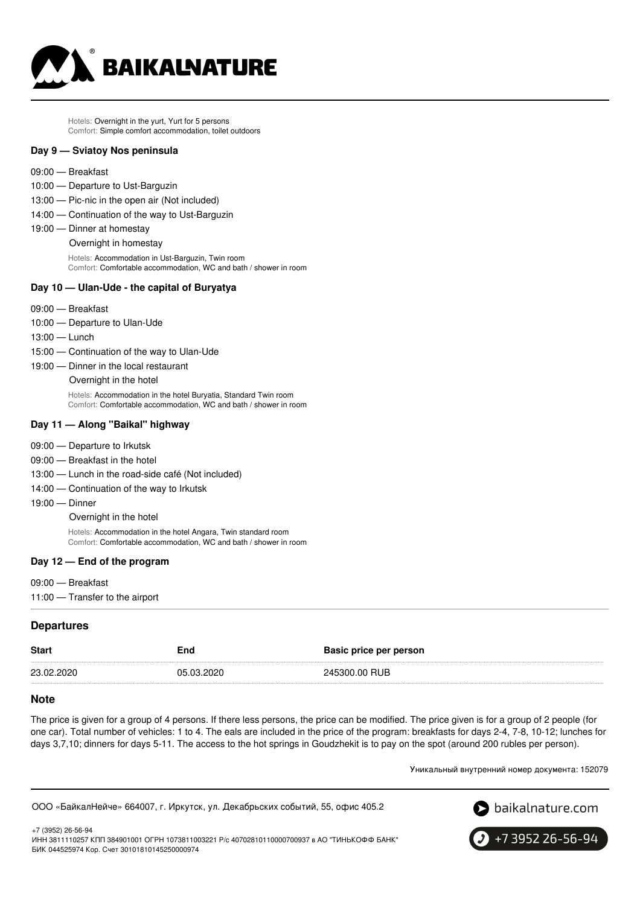Hotels: Overnight in the yurt, Yurt for 5 persons
Comfort: Simple comfort accommodation, toilet outdoors

### Day 9 — Sviatoy Nos peninsula

09:00 — Breakfast

10:00 — Departure to Ust-Barguzin

13:00 — Pic-nic in the open air (Not included)

14:00 — Continuation of the way to Ust-Barguzin

19:00 — Dinner at homestay

Overnight in homestay

Hotels: Accommodation in Ust-Barguzin, Twin room
Comfort: Comfortable accommodation, WC and bath / shower in room

### Day 10 — Ulan-Ude - the capital of Buryatya

09:00 — Breakfast

10:00 — Departure to Ulan-Ude

13:00 — Lunch

15:00 — Continuation of the way to Ulan-Ude

19:00 — Dinner in the local restaurant

Overnight in the hotel

Hotels: Accommodation in the hotel Buryatia, Standard Twin room
Comfort: Comfortable accommodation, WC and bath / shower in room

### Day 11 — Along "Baikal" highway

09:00 — Departure to Irkutsk

09:00 — Breakfast in the hotel

13:00 — Lunch in the road-side café (Not included)

14:00 — Continuation of the way to Irkutsk

19:00 — Dinner

Overnight in the hotel

Hotels: Accommodation in the hotel Angara, Twin standard room
Comfort: Comfortable accommodation, WC and bath / shower in room

### Day 12 — End of the program

09:00 — Breakfast

11:00 — Transfer to the airport

## Departures

| Start | End | Basic price per person |
|---|---|---|
| 23.02.2020 | 05.03.2020 | 245300.00 RUB |

## Note

The price is given for a group of 4 persons. If there less persons, the price can be modified. The price given is for a group of 2 people (for one car). Total number of vehicles: 1 to 4. The eals are included in the price of the program: breakfasts for days 2-4, 7-8, 10-12; lunches for days 3,7,10; dinners for days 5-11. The access to the hot springs in Goudzhekit is to pay on the spot (around 200 rubles per person).

Уникальный внутренний номер документа: 152079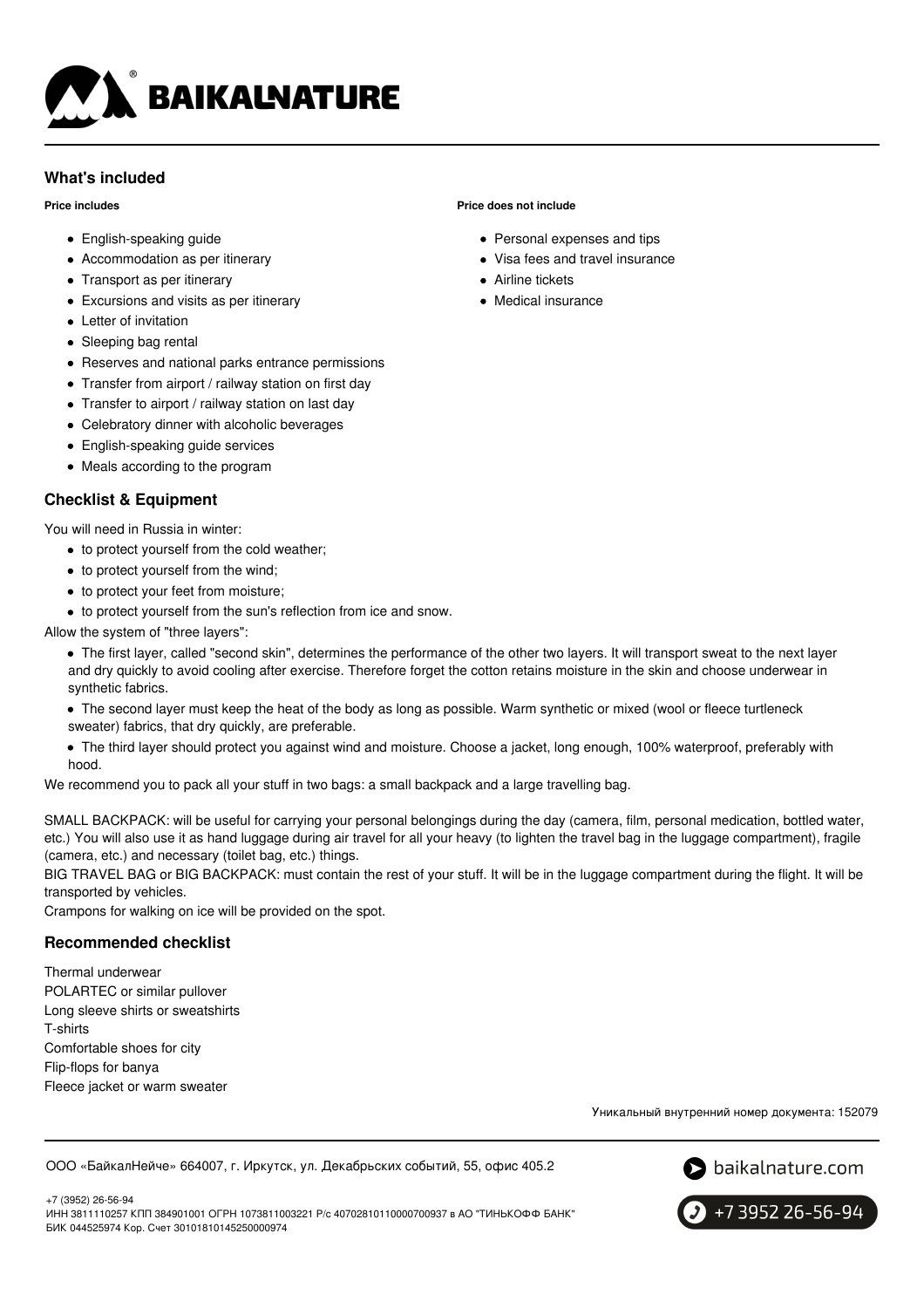## What's included

**Price includes**

- English-speaking guide
- Accommodation as per itinerary
- Transport as per itinerary
- Excursions and visits as per itinerary
- Letter of invitation
- Sleeping bag rental
- Reserves and national parks entrance permissions
- Transfer from airport / railway station on first day
- Transfer to airport / railway station on last day
- Celebratory dinner with alcoholic beverages
- English-speaking guide services
- Meals according to the program

**Price does not include**

- Personal expenses and tips
- Visa fees and travel insurance
- Airline tickets
- Medical insurance

## Checklist & Equipment

You will need in Russia in winter:

- to protect yourself from the cold weather;
- to protect yourself from the wind;
- to protect your feet from moisture;
- to protect yourself from the sun's reflection from ice and snow.

Allow the system of "three layers":

- The first layer, called "second skin", determines the performance of the other two layers. It will transport sweat to the next layer and dry quickly to avoid cooling after exercise. Therefore forget the cotton retains moisture in the skin and choose underwear in synthetic fabrics.
- The second layer must keep the heat of the body as long as possible. Warm synthetic or mixed (wool or fleece turtleneck sweater) fabrics, that dry quickly, are preferable.
- The third layer should protect you against wind and moisture. Choose a jacket, long enough, 100% waterproof, preferably with hood.

We recommend you to pack all your stuff in two bags: a small backpack and a large travelling bag.

SMALL BACKPACK: will be useful for carrying your personal belongings during the day (camera, film, personal medication, bottled water, etc.) You will also use it as hand luggage during air travel for all your heavy (to lighten the travel bag in the luggage compartment), fragile (camera, etc.) and necessary (toilet bag, etc.) things.

BIG TRAVEL BAG or BIG BACKPACK: must contain the rest of your stuff. It will be in the luggage compartment during the flight. It will be transported by vehicles.

Crampons for walking on ice will be provided on the spot.

## Recommended checklist

Thermal underwear
POLARTEC or similar pullover
Long sleeve shirts or sweatshirts
T-shirts
Comfortable shoes for city
Flip-flops for banya
Fleece jacket or warm sweater

Уникальный внутренний номер документа: 152079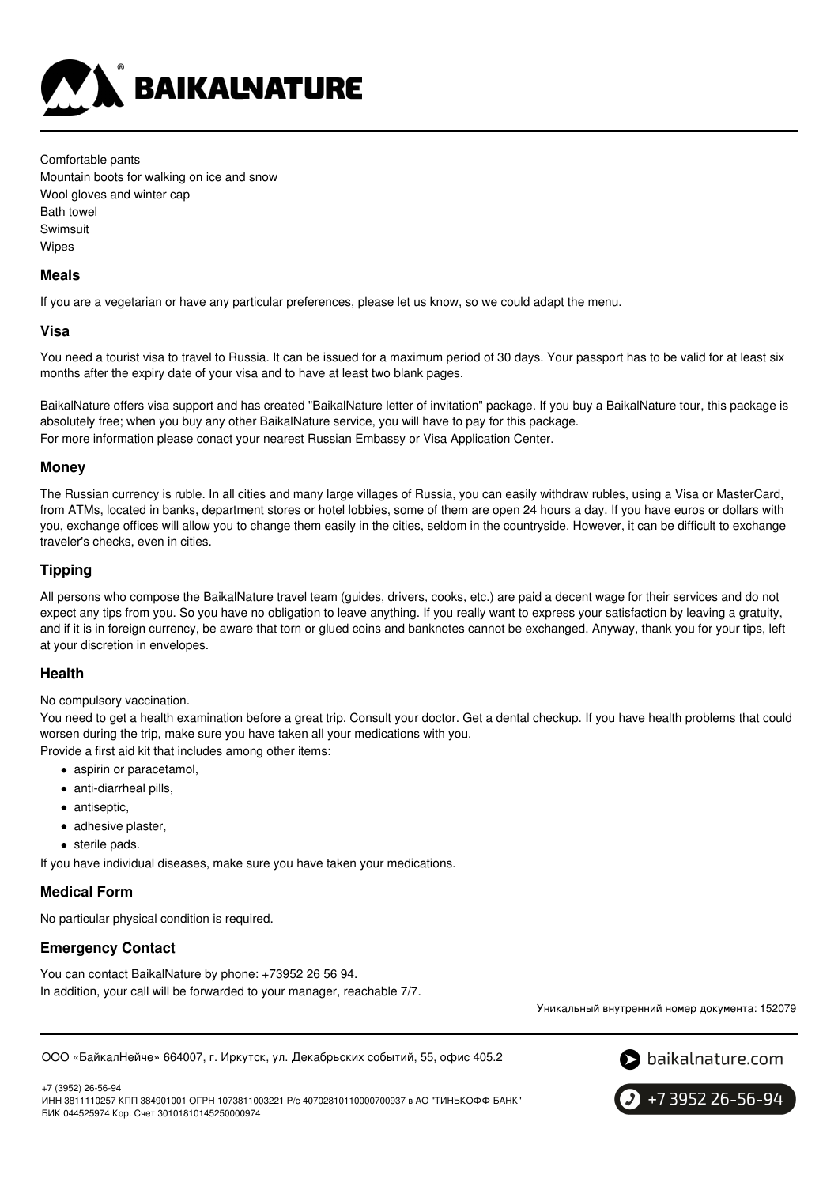Comfortable pants
Mountain boots for walking on ice and snow
Wool gloves and winter cap
Bath towel
Swimsuit
Wipes

### Meals

If you are a vegetarian or have any particular preferences, please let us know, so we could adapt the menu.

### Visa

You need a tourist visa to travel to Russia. It can be issued for a maximum period of 30 days. Your passport has to be valid for at least six months after the expiry date of your visa and to have at least two blank pages.

BaikalNature offers visa support and has created "BaikalNature letter of invitation" package. If you buy a BaikalNature tour, this package is absolutely free; when you buy any other BaikalNature service, you will have to pay for this package.
For more information please conact your nearest Russian Embassy or Visa Application Center.

### Money

The Russian currency is ruble. In all cities and many large villages of Russia, you can easily withdraw rubles, using a Visa or MasterCard, from ATMs, located in banks, department stores or hotel lobbies, some of them are open 24 hours a day. If you have euros or dollars with you, exchange offices will allow you to change them easily in the cities, seldom in the countryside. However, it can be difficult to exchange traveler's checks, even in cities.

### Tipping

All persons who compose the BaikalNature travel team (guides, drivers, cooks, etc.) are paid a decent wage for their services and do not expect any tips from you. So you have no obligation to leave anything. If you really want to express your satisfaction by leaving a gratuity, and if it is in foreign currency, be aware that torn or glued coins and banknotes cannot be exchanged. Anyway, thank you for your tips, left at your discretion in envelopes.

### Health

No compulsory vaccination.
You need to get a health examination before a great trip. Consult your doctor. Get a dental checkup. If you have health problems that could worsen during the trip, make sure you have taken all your medications with you.
Provide a first aid kit that includes among other items:

- aspirin or paracetamol,
- anti-diarrheal pills,
- antiseptic,
- adhesive plaster,
- sterile pads.

If you have individual diseases, make sure you have taken your medications.

### Medical Form

No particular physical condition is required.

### Emergency Contact

You can contact BaikalNature by phone: +73952 26 56 94.
In addition, your call will be forwarded to your manager, reachable 7/7.

Уникальный внутренний номер документа: 152079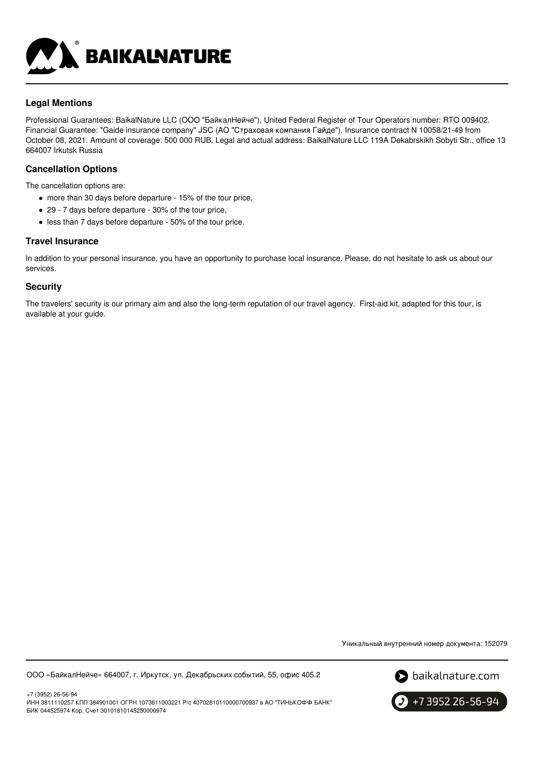## Legal Mentions

Professional Guarantees: BaikalNature LLC (ООО "БайкалНейче"), United Federal Register of Tour Operators number: RTO 009402. Financial Guarantee: "Gaide insurance company" JSC (АО "Страховая компания Гайде"). Insurance contract N 10058/21-49 from October 08, 2021. Amount of coverage: 500 000 RUB. Legal and actual address: BaikalNature LLC 119A Dekabrskikh Sobyti Str., office 13 664007 Irkutsk Russia

## Cancellation Options

The cancellation options are:

- more than 30 days before departure - 15% of the tour price,
- 29 - 7 days before departure - 30% of the tour price,
- less than 7 days before departure - 50% of the tour price.

## Travel Insurance

In addition to your personal insurance, you have an opportunity to purchase local insurance. Please, do not hesitate to ask us about our services.

## Security

The travelers' security is our primary aim and also the long-term reputation of our travel agency. First-aid kit, adapted for this tour, is available at your guide.

Уникальный внутренний номер документа: 152079